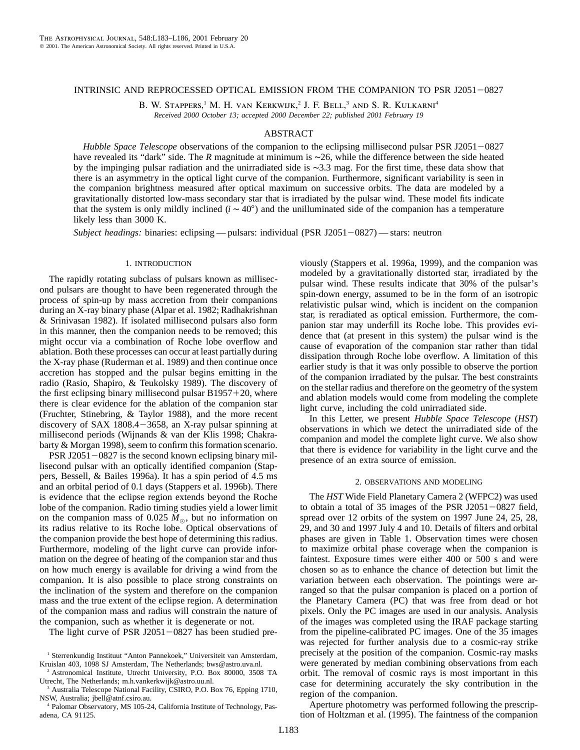# INTRINSIC AND REPROCESSED OPTICAL EMISSION FROM THE COMPANION TO PSR J2051−0827

B. W. Stappers,[1] M. H. van Kerkwijk,[2] J. F. Bell,[3] and S. R. Kulkarni[4]

*Received 2000 October 13; accepted 2000 December 22; published 2001 February 19*

## ABSTRACT

*Hubble Space Telescope* observations of the companion to the eclipsing millisecond pulsar PSR J2051−0827 have revealed its "dark" side. The *R* magnitude at minimum is ∼26, while the difference between the side heated by the impinging pulsar radiation and the unirradiated side is ∼3.3 mag. For the first time, these data show that there is an asymmetry in the optical light curve of the companion. Furthermore, significant variability is seen in the companion brightness measured after optical maximum on successive orbits. The data are modeled by a gravitationally distorted low-mass secondary star that is irradiated by the pulsar wind. These model fits indicate that the system is only mildly inclined ($i \sim 40°$) and the unilluminated side of the companion has a temperature likely less than 3000 K.

*Subject headings:* binaries: eclipsing — pulsars: individual (PSR J2051−0827) — stars: neutron

## 1. INTRODUCTION

The rapidly rotating subclass of pulsars known as millisecond pulsars are thought to have been regenerated through the process of spin-up by mass accretion from their companions during an X-ray binary phase (Alpar et al. 1982; Radhakrishnan & Srinivasan 1982). If isolated millisecond pulsars also form in this manner, then the companion needs to be removed; this might occur via a combination of Roche lobe overflow and ablation. Both these processes can occur at least partially during the X-ray phase (Ruderman et al. 1989) and then continue once accretion has stopped and the pulsar begins emitting in the radio (Rasio, Shapiro, & Teukolsky 1989). The discovery of the first eclipsing binary millisecond pulsar B1957+20, where there is clear evidence for the ablation of the companion star (Fruchter, Stinebring, & Taylor 1988), and the more recent discovery of SAX 1808.4−3658, an X-ray pulsar spinning at millisecond periods (Wijnands & van der Klis 1998; Chakrabarty & Morgan 1998), seem to confirm this formation scenario.

PSR J2051−0827 is the second known eclipsing binary millisecond pulsar with an optically identified companion (Stappers, Bessell, & Bailes 1996a). It has a spin period of 4.5 ms and an orbital period of 0.1 days (Stappers et al. 1996b). There is evidence that the eclipse region extends beyond the Roche lobe of the companion. Radio timing studies yield a lower limit on the companion mass of 0.025 $M_{\odot}$, but no information on its radius relative to its Roche lobe. Optical observations of the companion provide the best hope of determining this radius. Furthermore, modeling of the light curve can provide information on the degree of heating of the companion star and thus on how much energy is available for driving a wind from the companion. It is also possible to place strong constraints on the inclination of the system and therefore on the companion mass and the true extent of the eclipse region. A determination of the companion mass and radius will constrain the nature of the companion, such as whether it is degenerate or not.

The light curve of PSR J2051−0827 has been studied previously (Stappers et al. 1996a, 1999), and the companion was modeled by a gravitationally distorted star, irradiated by the pulsar wind. These results indicate that 30% of the pulsar's spin-down energy, assumed to be in the form of an isotropic relativistic pulsar wind, which is incident on the companion star, is reradiated as optical emission. Furthermore, the companion star may underfill its Roche lobe. This provides evidence that (at present in this system) the pulsar wind is the cause of evaporation of the companion star rather than tidal dissipation through Roche lobe overflow. A limitation of this earlier study is that it was only possible to observe the portion of the companion irradiated by the pulsar. The best constraints on the stellar radius and therefore on the geometry of the system and ablation models would come from modeling the complete light curve, including the cold unirradiated side.

In this Letter, we present *Hubble Space Telescope* (*HST*) observations in which we detect the unirradiated side of the companion and model the complete light curve. We also show that there is evidence for variability in the light curve and the presence of an extra source of emission.

## 2. OBSERVATIONS AND MODELING

The *HST* Wide Field Planetary Camera 2 (WFPC2) was used to obtain a total of 35 images of the PSR J2051−0827 field, spread over 12 orbits of the system on 1997 June 24, 25, 28, 29, and 30 and 1997 July 4 and 10. Details of filters and orbital phases are given in Table 1. Observation times were chosen to maximize orbital phase coverage when the companion is faintest. Exposure times were either 400 or 500 s and were chosen so as to enhance the chance of detection but limit the variation between each observation. The pointings were arranged so that the pulsar companion is placed on a portion of the Planetary Camera (PC) that was free from dead or hot pixels. Only the PC images are used in our analysis. Analysis of the images was completed using the IRAF package starting from the pipeline-calibrated PC images. One of the 35 images was rejected for further analysis due to a cosmic-ray strike precisely at the position of the companion. Cosmic-ray masks were generated by median combining observations from each orbit. The removal of cosmic rays is most important in this case for determining accurately the sky contribution in the region of the companion.

Aperture photometry was performed following the prescription of Holtzman et al. (1995). The faintness of the companion

---

[1] Sterrenkundig Instituut "Anton Pannekoek," Universiteit van Amsterdam, Kruislan 403, 1098 SJ Amsterdam, The Netherlands; bws@astro.uva.nl.

[2] Astronomical Institute, Utrecht University, P.O. Box 80000, 3508 TA Utrecht, The Netherlands; m.h.vankerkwijk@astro.uu.nl.

[3] Australia Telescope National Facility, CSIRO, P.O. Box 76, Epping 1710, NSW, Australia; jbell@atnf.csiro.au.

[4] Palomar Observatory, MS 105-24, California Institute of Technology, Pasadena, CA 91125.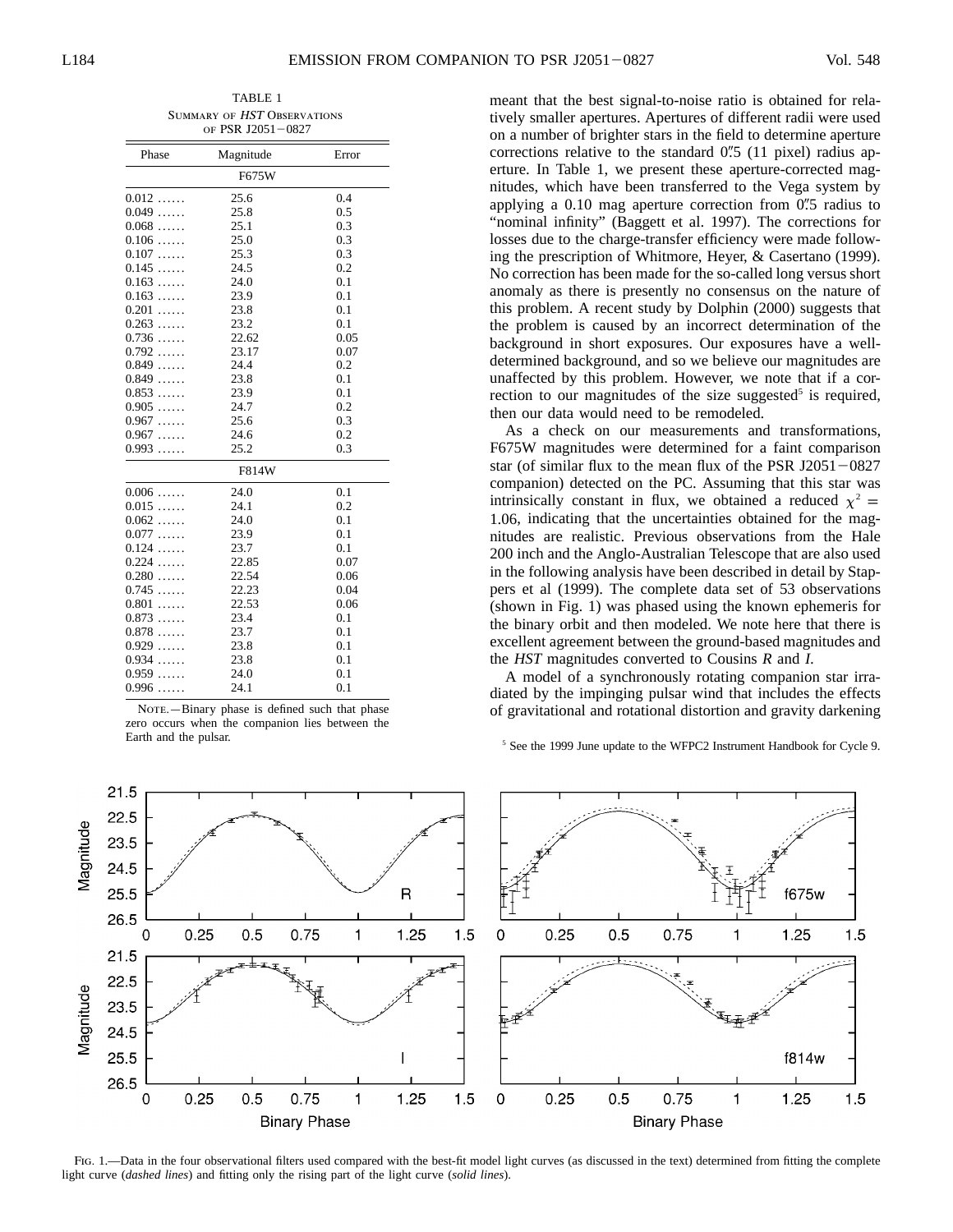TABLE 1
Summary of *HST* Observations of PSR J2051−0827

| Phase | Magnitude | Error |
|---|---|---|
| F675W | | |
| 0.012 …… | 25.6 | 0.4 |
| 0.049 …… | 25.8 | 0.5 |
| 0.068 …… | 25.1 | 0.3 |
| 0.106 …… | 25.0 | 0.3 |
| 0.107 …… | 25.3 | 0.3 |
| 0.145 …… | 24.5 | 0.2 |
| 0.163 …… | 24.0 | 0.1 |
| 0.163 …… | 23.9 | 0.1 |
| 0.201 …… | 23.8 | 0.1 |
| 0.263 …… | 23.2 | 0.1 |
| 0.736 …… | 22.62 | 0.05 |
| 0.792 …… | 23.17 | 0.07 |
| 0.849 …… | 24.4 | 0.2 |
| 0.849 …… | 23.8 | 0.1 |
| 0.853 …… | 23.9 | 0.1 |
| 0.905 …… | 24.7 | 0.2 |
| 0.967 …… | 25.6 | 0.3 |
| 0.967 …… | 24.6 | 0.2 |
| 0.993 …… | 25.2 | 0.3 |
| F814W | | |
| 0.006 …… | 24.0 | 0.1 |
| 0.015 …… | 24.1 | 0.2 |
| 0.062 …… | 24.0 | 0.1 |
| 0.077 …… | 23.9 | 0.1 |
| 0.124 …… | 23.7 | 0.1 |
| 0.224 …… | 22.85 | 0.07 |
| 0.280 …… | 22.54 | 0.06 |
| 0.745 …… | 22.23 | 0.04 |
| 0.801 …… | 22.53 | 0.06 |
| 0.873 …… | 23.4 | 0.1 |
| 0.878 …… | 23.7 | 0.1 |
| 0.929 …… | 23.8 | 0.1 |
| 0.934 …… | 23.8 | 0.1 |
| 0.959 …… | 24.0 | 0.1 |
| 0.996 …… | 24.1 | 0.1 |

Note.—Binary phase is defined such that phase zero occurs when the companion lies between the Earth and the pulsar.

meant that the best signal-to-noise ratio is obtained for relatively smaller apertures. Apertures of different radii were used on a number of brighter stars in the field to determine aperture corrections relative to the standard 0″.5 (11 pixel) radius aperture. In Table 1, we present these aperture-corrected magnitudes, which have been transferred to the Vega system by applying a 0.10 mag aperture correction from 0″.5 radius to "nominal infinity" (Baggett et al. 1997). The corrections for losses due to the charge-transfer efficiency were made following the prescription of Whitmore, Heyer, & Casertano (1999). No correction has been made for the so-called long versus short anomaly as there is presently no consensus on the nature of this problem. A recent study by Dolphin (2000) suggests that the problem is caused by an incorrect determination of the background in short exposures. Our exposures have a well-determined background, and so we believe our magnitudes are unaffected by this problem. However, we note that if a correction to our magnitudes of the size suggested[5] is required, then our data would need to be remodeled.

As a check on our measurements and transformations, F675W magnitudes were determined for a faint comparison star (of similar flux to the mean flux of the PSR J2051−0827 companion) detected on the PC. Assuming that this star was intrinsically constant in flux, we obtained a reduced $\chi^2 = 1.06$, indicating that the uncertainties obtained for the magnitudes are realistic. Previous observations from the Hale 200 inch and the Anglo-Australian Telescope that are also used in the following analysis have been described in detail by Stappers et al (1999). The complete data set of 53 observations (shown in Fig. 1) was phased using the known ephemeris for the binary orbit and then modeled. We note here that there is excellent agreement between the ground-based magnitudes and the *HST* magnitudes converted to Cousins *R* and *I*.

A model of a synchronously rotating companion star irradiated by the impinging pulsar wind that includes the effects of gravitational and rotational distortion and gravity darkening

[5] See the 1999 June update to the WFPC2 Instrument Handbook for Cycle 9.

Fig. 1.—Data in the four observational filters used compared with the best-fit model light curves (as discussed in the text) determined from fitting the complete light curve (*dashed lines*) and fitting only the rising part of the light curve (*solid lines*).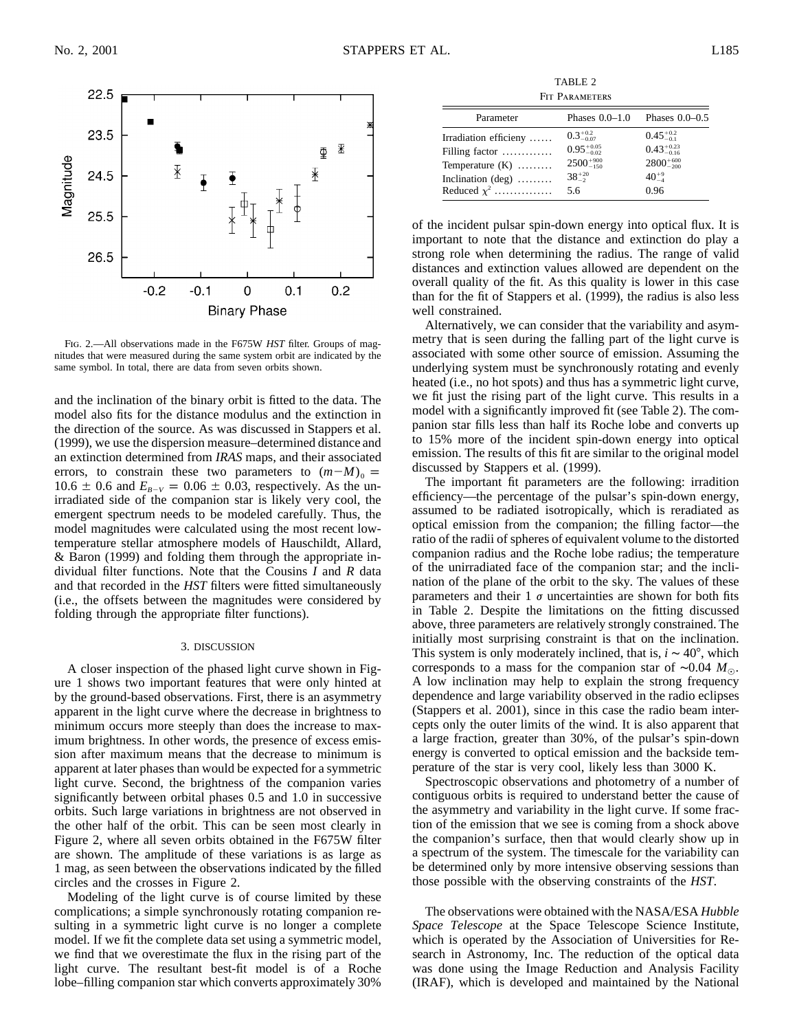Fig. 2.—All observations made in the F675W *HST* filter. Groups of magnitudes that were measured during the same system orbit are indicated by the same symbol. In total, there are data from seven orbits shown.

and the inclination of the binary orbit is fitted to the data. The model also fits for the distance modulus and the extinction in the direction of the source. As was discussed in Stappers et al. (1999), we use the dispersion measure–determined distance and an extinction determined from *IRAS* maps, and their associated errors, to constrain these two parameters to $(m-M)_0 = 10.6 \pm 0.6$ and $E_{B-V} = 0.06 \pm 0.03$, respectively. As the unirradiated side of the companion star is likely very cool, the emergent spectrum needs to be modeled carefully. Thus, the model magnitudes were calculated using the most recent low-temperature stellar atmosphere models of Hauschildt, Allard, & Baron (1999) and folding them through the appropriate individual filter functions. Note that the Cousins *I* and *R* data and that recorded in the *HST* filters were fitted simultaneously (i.e., the offsets between the magnitudes were considered by folding through the appropriate filter functions).

## 3. DISCUSSION

A closer inspection of the phased light curve shown in Figure 1 shows two important features that were only hinted at by the ground-based observations. First, there is an asymmetry apparent in the light curve where the decrease in brightness to minimum occurs more steeply than does the increase to maximum brightness. In other words, the presence of excess emission after maximum means that the decrease to minimum is apparent at later phases than would be expected for a symmetric light curve. Second, the brightness of the companion varies significantly between orbital phases 0.5 and 1.0 in successive orbits. Such large variations in brightness are not observed in the other half of the orbit. This can be seen most clearly in Figure 2, where all seven orbits obtained in the F675W filter are shown. The amplitude of these variations is as large as 1 mag, as seen between the observations indicated by the filled circles and the crosses in Figure 2.

Modeling of the light curve is of course limited by these complications; a simple synchronously rotating companion resulting in a symmetric light curve is no longer a complete model. If we fit the complete data set using a symmetric model, we find that we overestimate the flux in the rising part of the light curve. The resultant best-fit model is of a Roche lobe–filling companion star which converts approximately 30% of the incident pulsar spin-down energy into optical flux. It is important to note that the distance and extinction do play a strong role when determining the radius. The range of valid distances and extinction values allowed are dependent on the overall quality of the fit. As this quality is lower in this case than for the fit of Stappers et al. (1999), the radius is also less well constrained.

TABLE 2
Fit Parameters

| Parameter | Phases 0.0–1.0 | Phases 0.0–0.5 |
|---|---|---|
| Irradiation efficieny | $0.3^{+0.2}_{-0.07}$ | $0.45^{+0.2}_{-0.1}$ |
| Filling factor | $0.95^{+0.05}_{-0.02}$ | $0.43^{+0.23}_{-0.16}$ |
| Temperature (K) | $2500^{+900}_{-150}$ | $2800^{+600}_{-200}$ |
| Inclination (deg) | $38^{+20}_{-2}$ | $40^{+9}_{-4}$ |
| Reduced $\chi^2$ | 5.6 | 0.96 |

Alternatively, we can consider that the variability and asymmetry that is seen during the falling part of the light curve is associated with some other source of emission. Assuming the underlying system must be synchronously rotating and evenly heated (i.e., no hot spots) and thus has a symmetric light curve, we fit just the rising part of the light curve. This results in a model with a significantly improved fit (see Table 2). The companion star fills less than half its Roche lobe and converts up to 15% more of the incident spin-down energy into optical emission. The results of this fit are similar to the original model discussed by Stappers et al. (1999).

The important fit parameters are the following: irradition efficiency—the percentage of the pulsar's spin-down energy, assumed to be radiated isotropically, which is reradiated as optical emission from the companion; the filling factor—the ratio of the radii of spheres of equivalent volume to the distorted companion radius and the Roche lobe radius; the temperature of the unirradiated face of the companion star; and the inclination of the plane of the orbit to the sky. The values of these parameters and their 1 $\sigma$ uncertainties are shown for both fits in Table 2. Despite the limitations on the fitting discussed above, three parameters are relatively strongly constrained. The initially most surprising constraint is that on the inclination. This system is only moderately inclined, that is, $i \sim 40°$, which corresponds to a mass for the companion star of $\sim 0.04\ M_{\odot}$. A low inclination may help to explain the strong frequency dependence and large variability observed in the radio eclipses (Stappers et al. 2001), since in this case the radio beam intercepts only the outer limits of the wind. It is also apparent that a large fraction, greater than 30%, of the pulsar's spin-down energy is converted to optical emission and the backside temperature of the star is very cool, likely less than 3000 K.

Spectroscopic observations and photometry of a number of contiguous orbits is required to understand better the cause of the asymmetry and variability in the light curve. If some fraction of the emission that we see is coming from a shock above the companion's surface, then that would clearly show up in a spectrum of the system. The timescale for the variability can be determined only by more intensive observing sessions than those possible with the observing constraints of the *HST*.

The observations were obtained with the NASA/ESA *Hubble Space Telescope* at the Space Telescope Science Institute, which is operated by the Association of Universities for Research in Astronomy, Inc. The reduction of the optical data was done using the Image Reduction and Analysis Facility (IRAF), which is developed and maintained by the National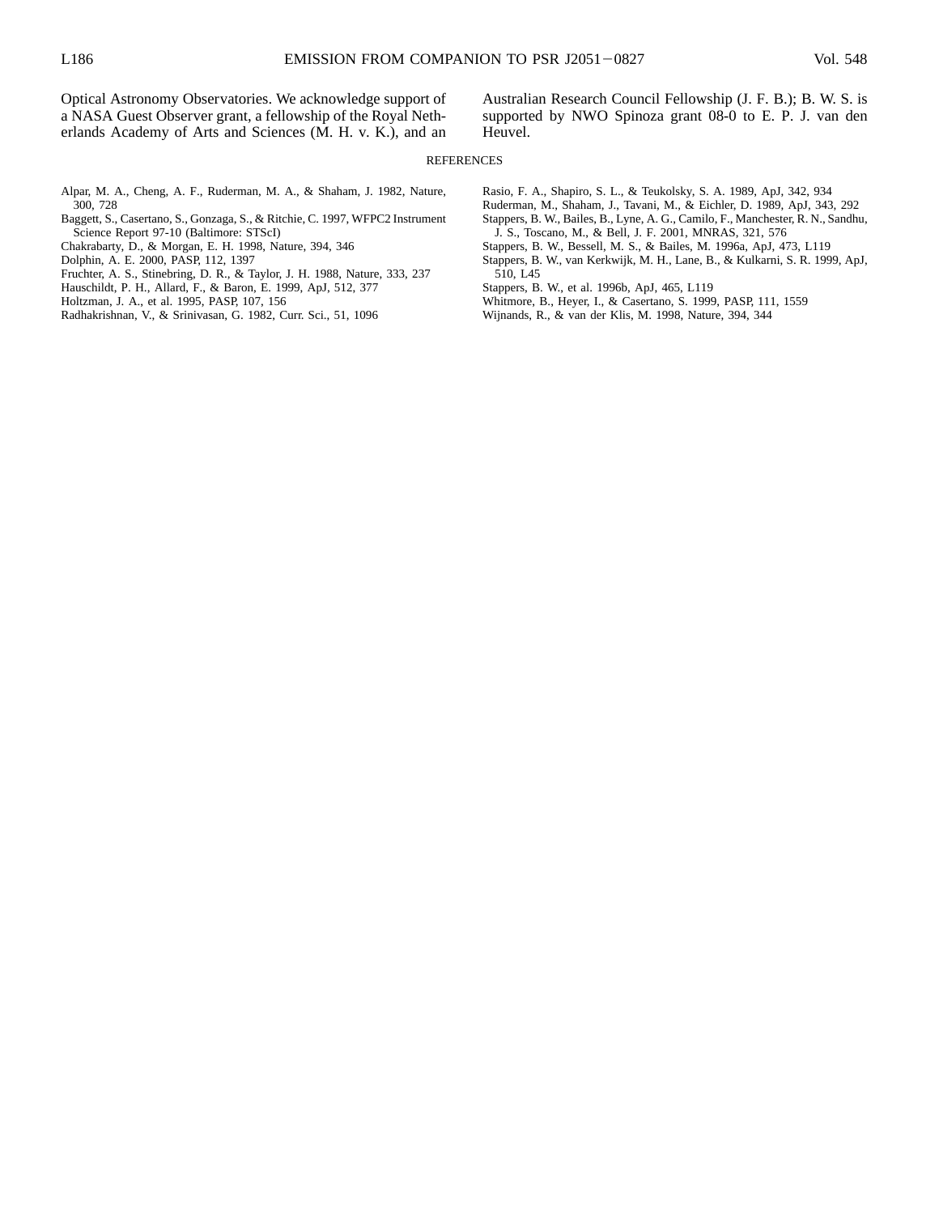Optical Astronomy Observatories. We acknowledge support of a NASA Guest Observer grant, a fellowship of the Royal Netherlands Academy of Arts and Sciences (M. H. v. K.), and an Australian Research Council Fellowship (J. F. B.); B. W. S. is supported by NWO Spinoza grant 08-0 to E. P. J. van den Heuvel.

## REFERENCES

Alpar, M. A., Cheng, A. F., Ruderman, M. A., & Shaham, J. 1982, Nature, 300, 728

Baggett, S., Casertano, S., Gonzaga, S., & Ritchie, C. 1997, WFPC2 Instrument Science Report 97-10 (Baltimore: STScI)

Chakrabarty, D., & Morgan, E. H. 1998, Nature, 394, 346

Dolphin, A. E. 2000, PASP, 112, 1397

Fruchter, A. S., Stinebring, D. R., & Taylor, J. H. 1988, Nature, 333, 237

Hauschildt, P. H., Allard, F., & Baron, E. 1999, ApJ, 512, 377

Holtzman, J. A., et al. 1995, PASP, 107, 156

Radhakrishnan, V., & Srinivasan, G. 1982, Curr. Sci., 51, 1096

Rasio, F. A., Shapiro, S. L., & Teukolsky, S. A. 1989, ApJ, 342, 934

Ruderman, M., Shaham, J., Tavani, M., & Eichler, D. 1989, ApJ, 343, 292

Stappers, B. W., Bailes, B., Lyne, A. G., Camilo, F., Manchester, R. N., Sandhu, J. S., Toscano, M., & Bell, J. F. 2001, MNRAS, 321, 576

Stappers, B. W., Bessell, M. S., & Bailes, M. 1996a, ApJ, 473, L119

Stappers, B. W., van Kerkwijk, M. H., Lane, B., & Kulkarni, S. R. 1999, ApJ, 510, L45

Stappers, B. W., et al. 1996b, ApJ, 465, L119

Whitmore, B., Heyer, I., & Casertano, S. 1999, PASP, 111, 1559

Wijnands, R., & van der Klis, M. 1998, Nature, 394, 344